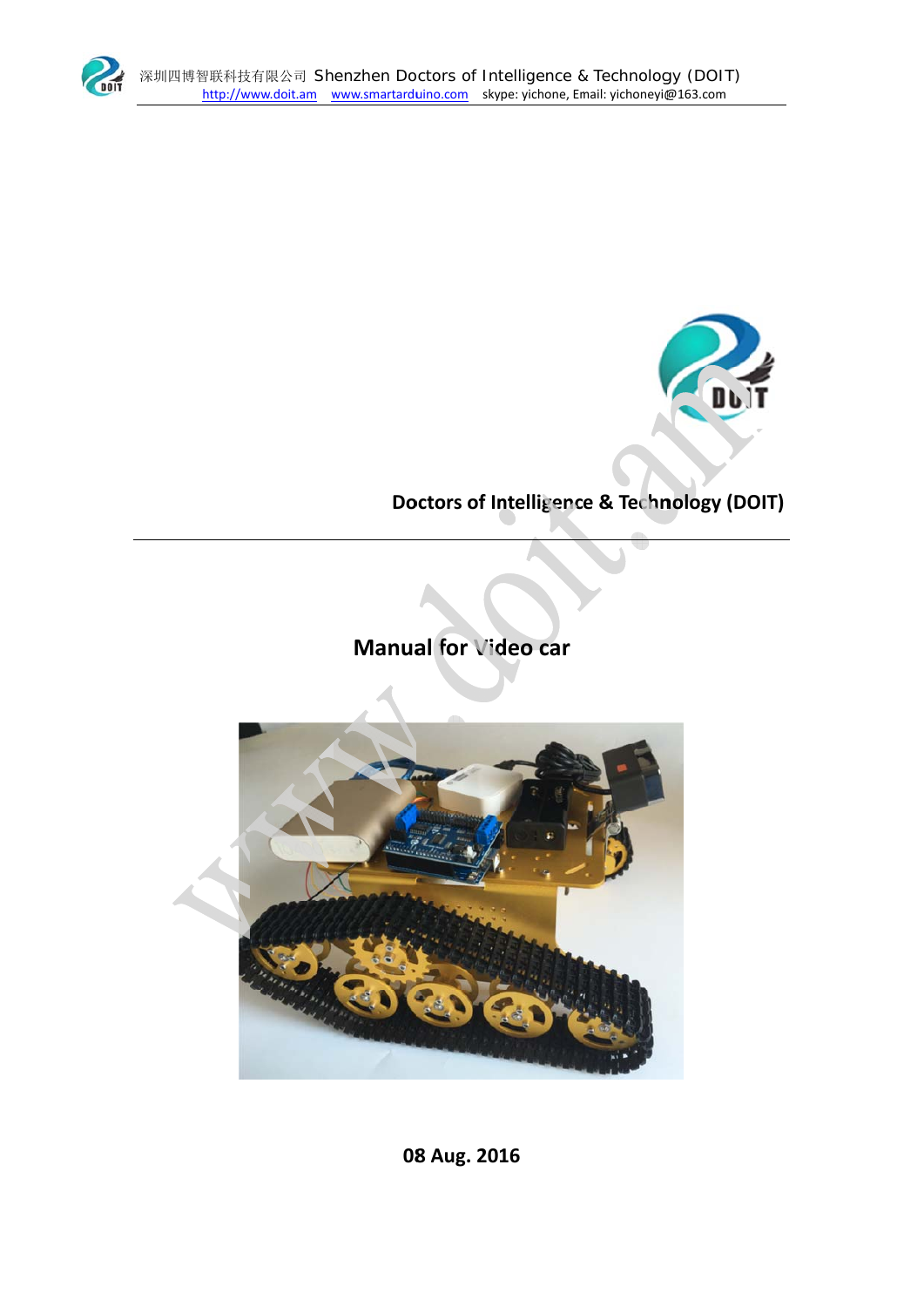Doctors of Intelligence & Technology (DOIT)

# Manual for Video car

08 Aug. 2016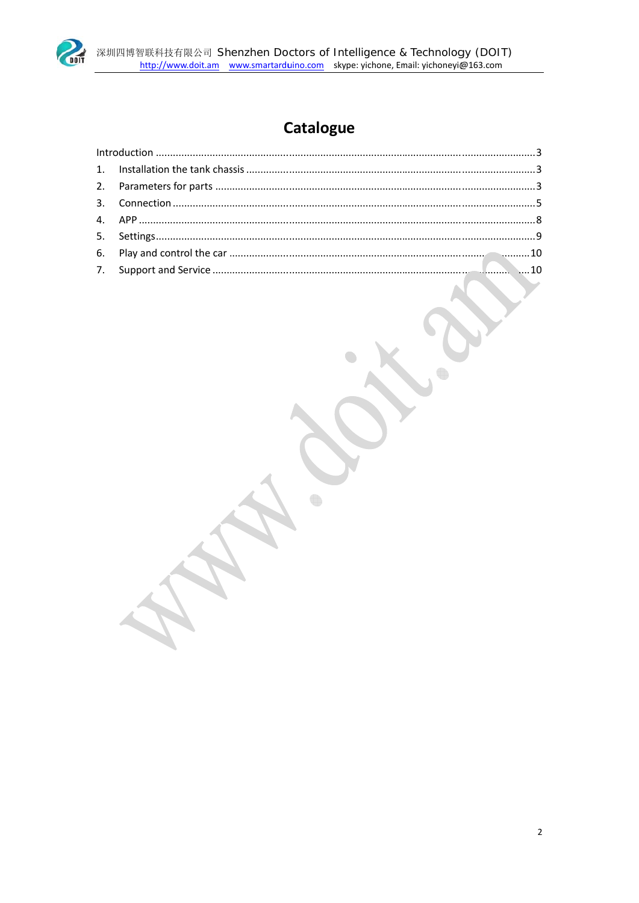# Catalogue

Introduction .......................................................................................................................................3

1. Installation the tank chassis ......................................................................................................3
2. Parameters for parts .................................................................................................................3
3. Connection ................................................................................................................................5
4. APP ............................................................................................................................................8
5. Settings.......................................................................................................................................9
6. Play and control the car ...........................................................................................................10
7. Support and Service ................................................................................................................10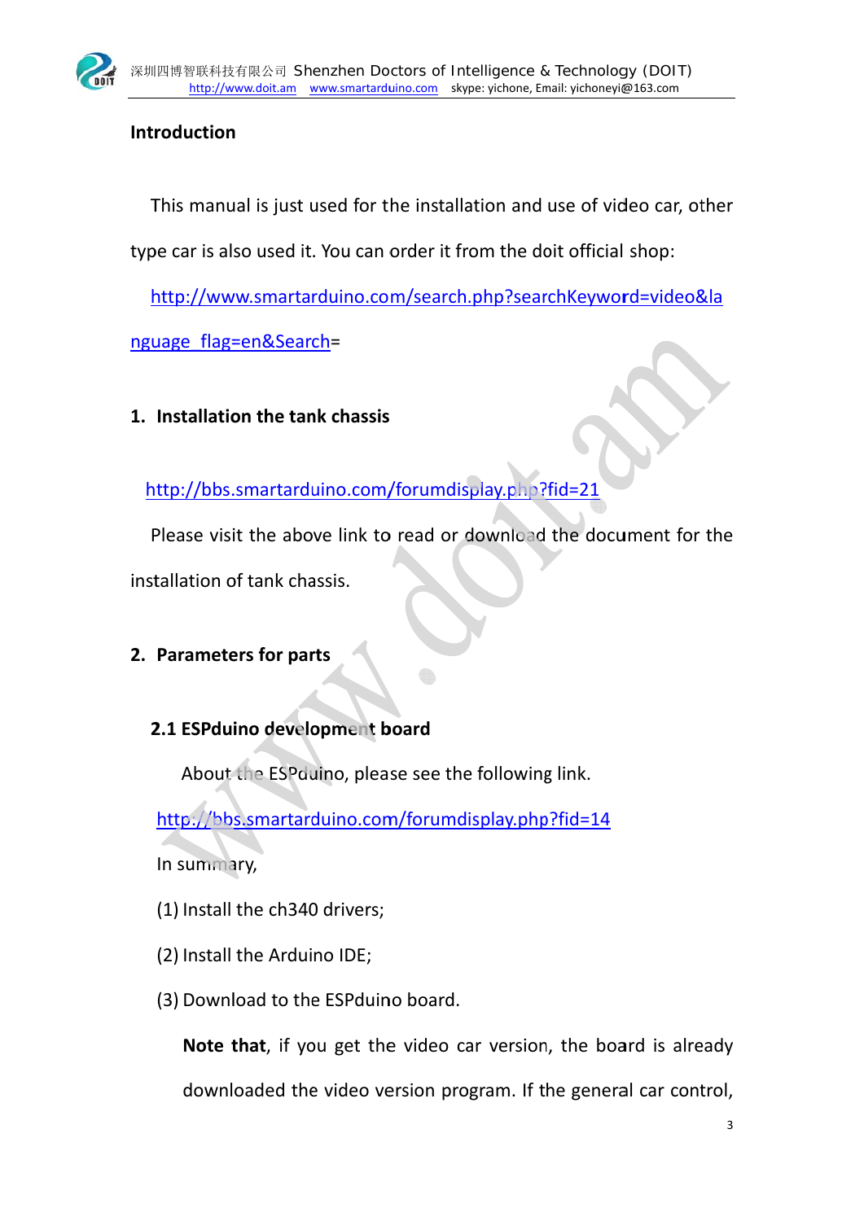## Introduction

This manual is just used for the installation and use of video car, other type car is also used it. You can order it from the doit official shop:

http://www.smartarduino.com/search.php?searchKeyword=video&language_flag=en&Search=

## 1. Installation the tank chassis

http://bbs.smartarduino.com/forumdisplay.php?fid=21

Please visit the above link to read or download the document for the installation of tank chassis.

## 2. Parameters for parts

### 2.1 ESPduino development board

About the ESPduino, please see the following link.

http://bbs.smartarduino.com/forumdisplay.php?fid=14

In summary,

(1) Install the ch340 drivers;

(2) Install the Arduino IDE;

(3) Download to the ESPduino board.

**Note that**, if you get the video car version, the board is already downloaded the video version program. If the general car control,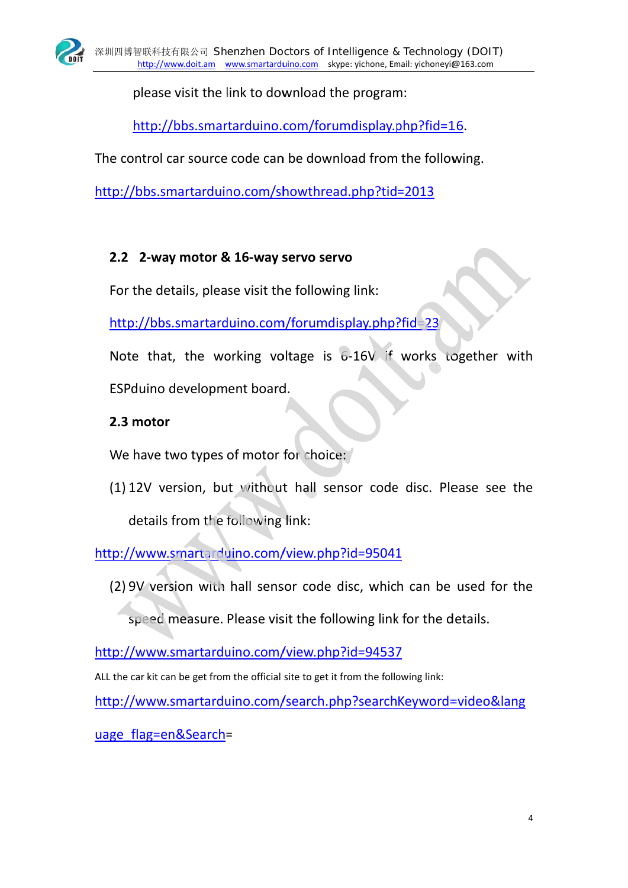please visit the link to download the program:

http://bbs.smartarduino.com/forumdisplay.php?fid=16.

The control car source code can be download from the following.

http://bbs.smartarduino.com/showthread.php?tid=2013

### 2.2 2-way motor & 16-way servo servo

For the details, please visit the following link:

http://bbs.smartarduino.com/forumdisplay.php?fid=23

Note that, the working voltage is 6-16V if works together with ESPduino development board.

### 2.3 motor

We have two types of motor for choice:

(1) 12V version, but without hall sensor code disc. Please see the details from the following link:

http://www.smartarduino.com/view.php?id=95041

(2) 9V version with hall sensor code disc, which can be used for the speed measure. Please visit the following link for the details.

http://www.smartarduino.com/view.php?id=94537

ALL the car kit can be get from the official site to get it from the following link:

http://www.smartarduino.com/search.php?searchKeyword=video&language_flag=en&Search=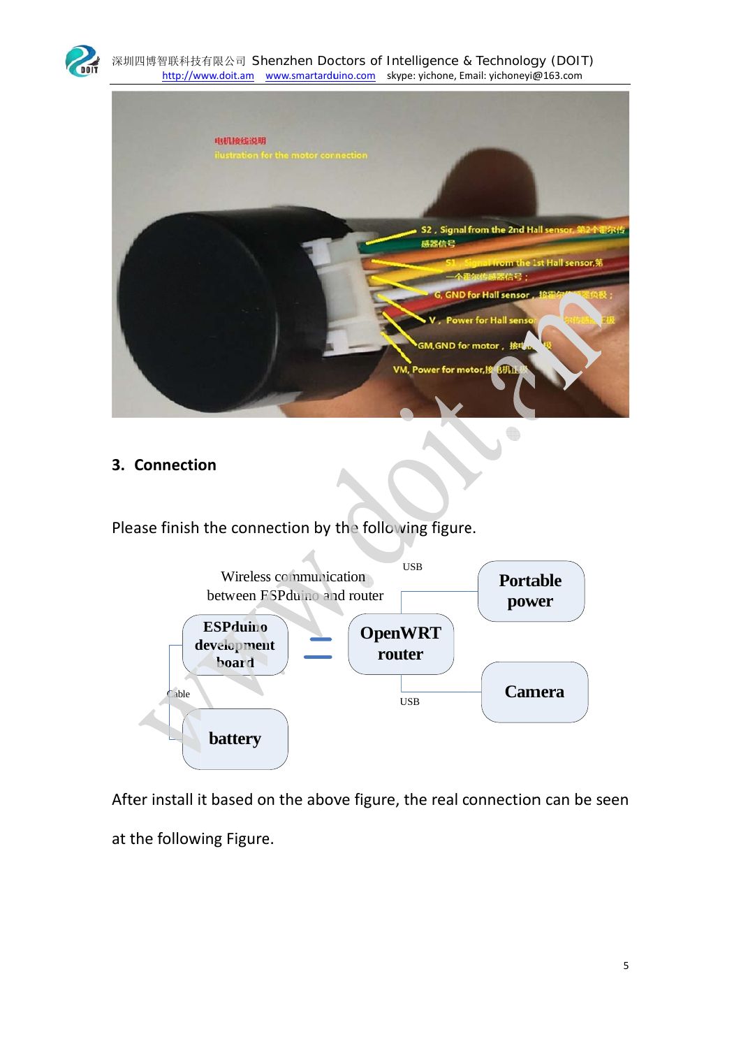## 3. Connection

Please finish the connection by the following figure.

After install it based on the above figure, the real connection can be seen at the following Figure.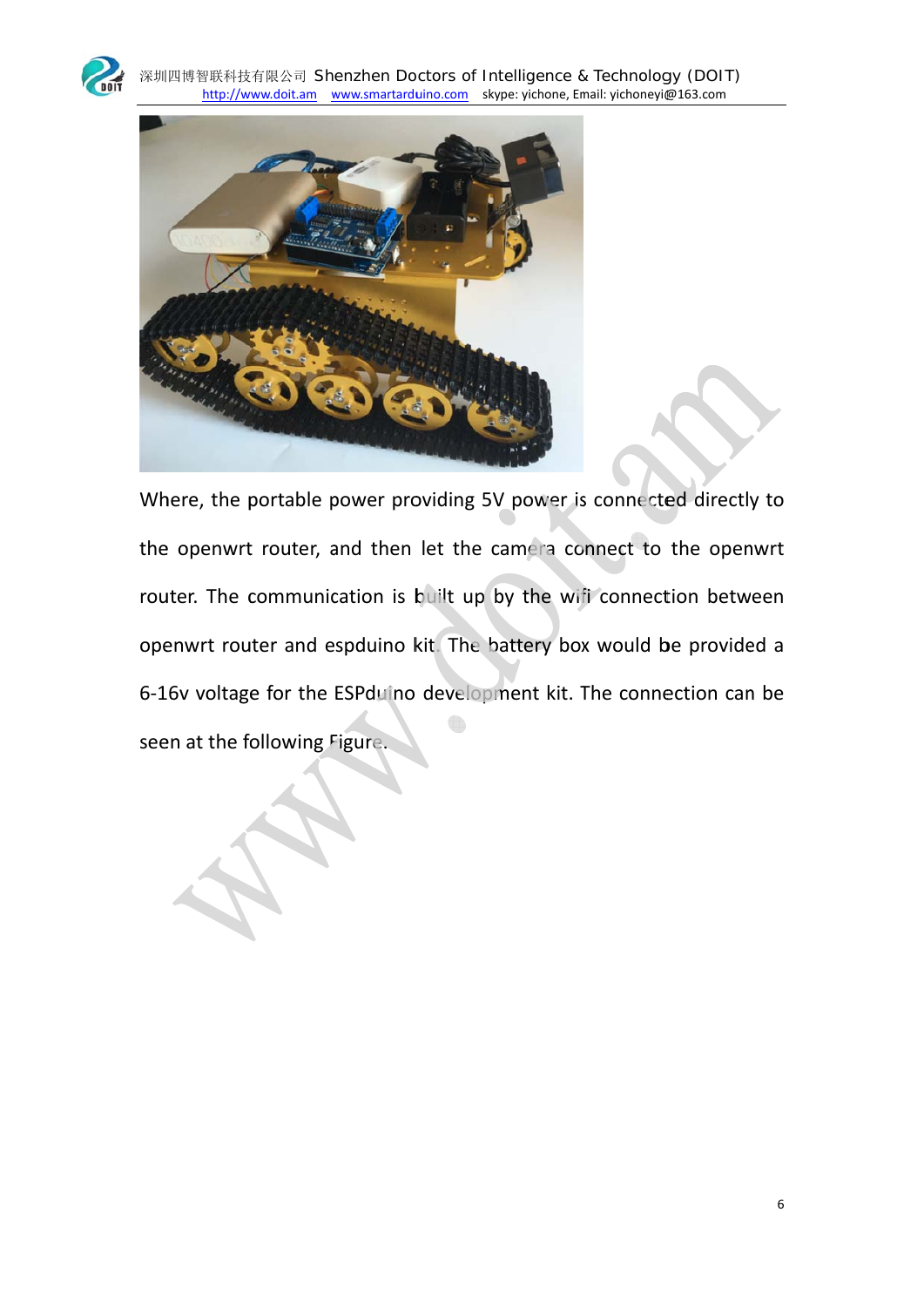Where, the portable power providing 5V power is connected directly to the openwrt router, and then let the camera connect to the openwrt router. The communication is built up by the wifi connection between openwrt router and espduino kit. The battery box would be provided a 6-16v voltage for the ESPduino development kit. The connection can be seen at the following Figure.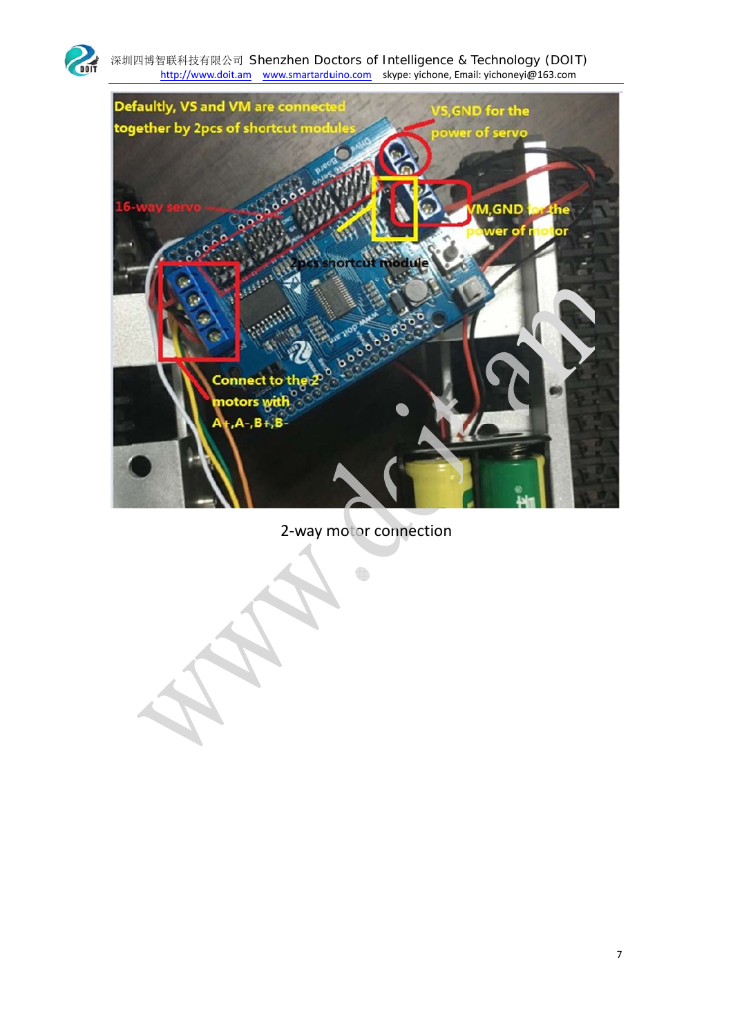2-way motor connection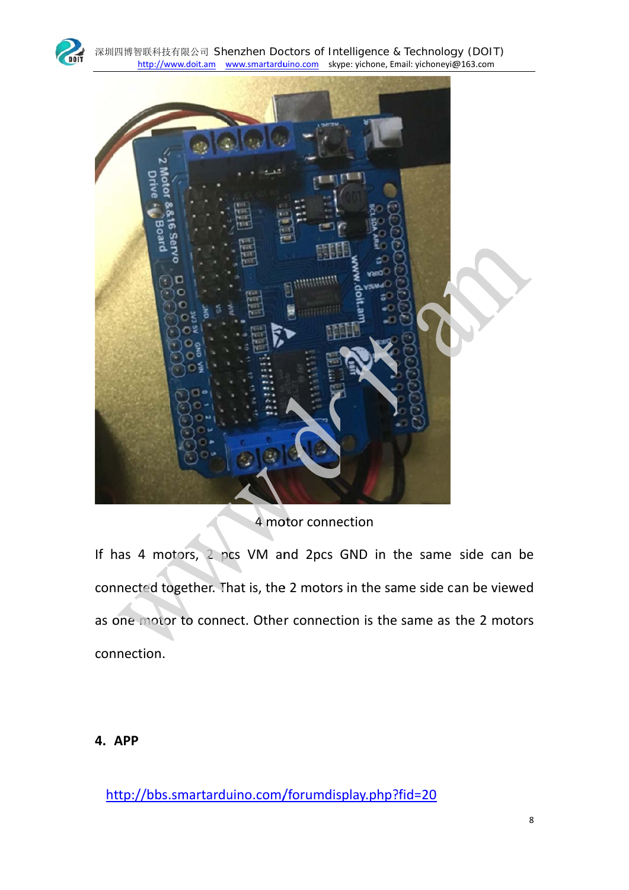4 motor connection

If has 4 motors, 2 pcs VM and 2pcs GND in the same side can be connected together. That is, the 2 motors in the same side can be viewed as one motor to connect. Other connection is the same as the 2 motors connection.

## 4. APP

http://bbs.smartarduino.com/forumdisplay.php?fid=20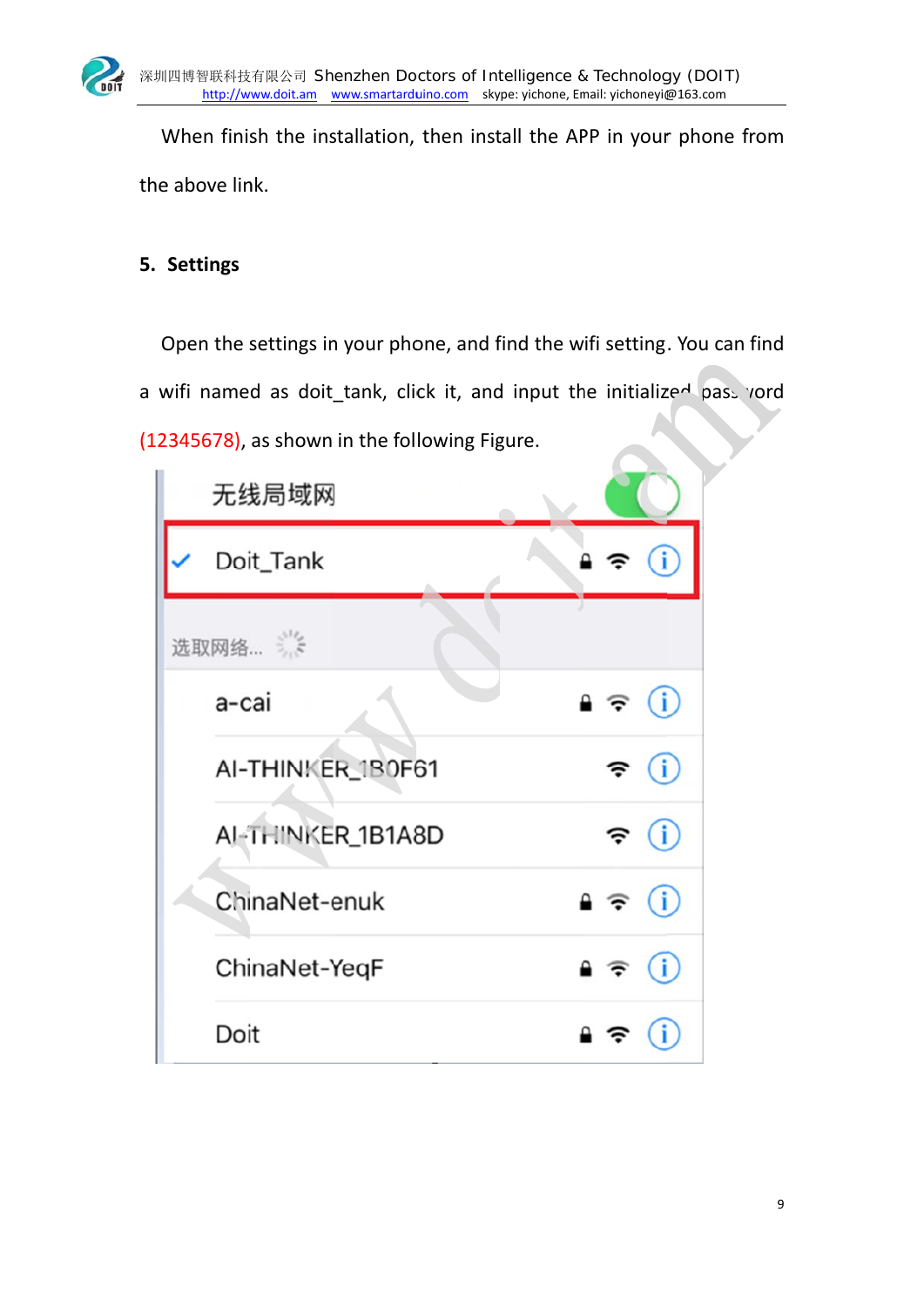When finish the installation, then install the APP in your phone from the above link.

## 5. Settings

Open the settings in your phone, and find the wifi setting. You can find a wifi named as doit_tank, click it, and input the initialized password (12345678), as shown in the following Figure.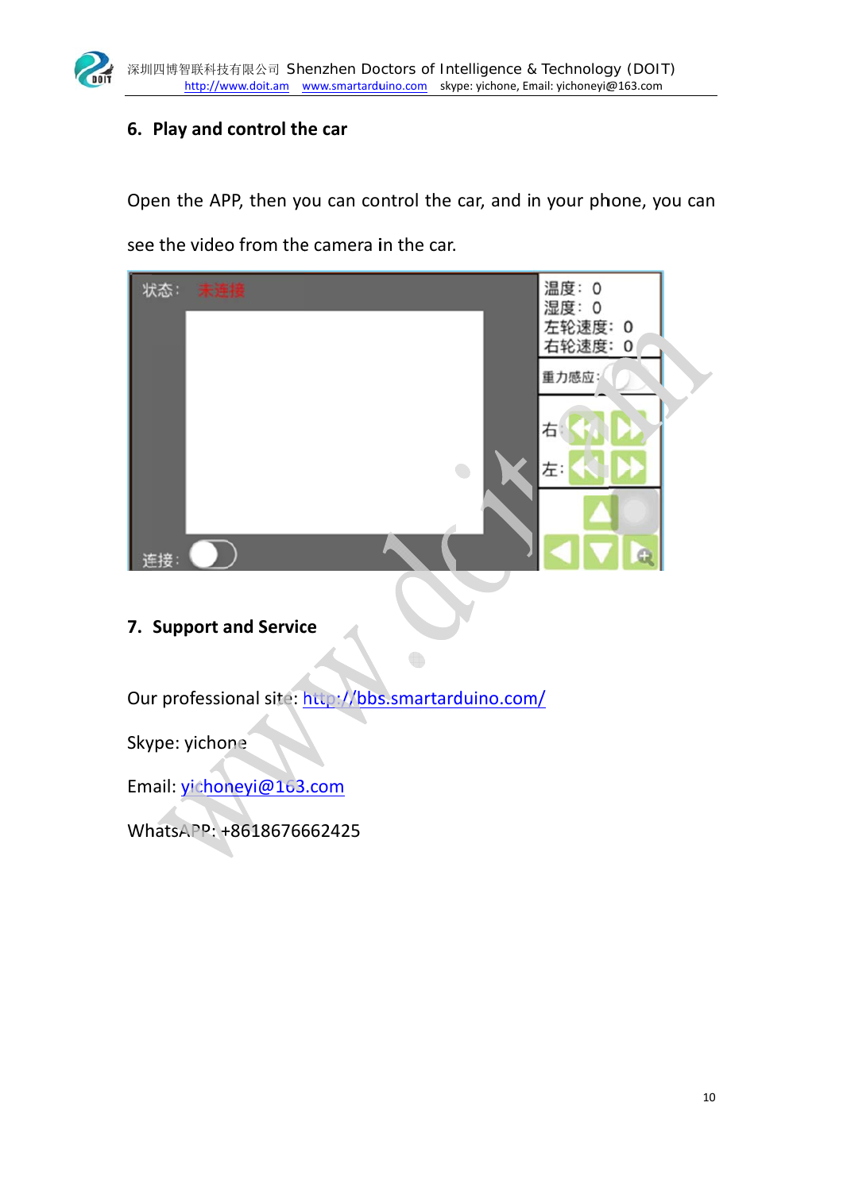## 6. Play and control the car

Open the APP, then you can control the car, and in your phone, you can see the video from the camera in the car.

状态： 未连接

温度：0
湿度：0
左轮速度：0
右轮速度：0

重力感应：

右：

左：

连接：

## 7. Support and Service

Our professional site: http://bbs.smartarduino.com/

Skype: yichone

Email: yichoneyi@163.com

WhatsAPP: +8618676662425